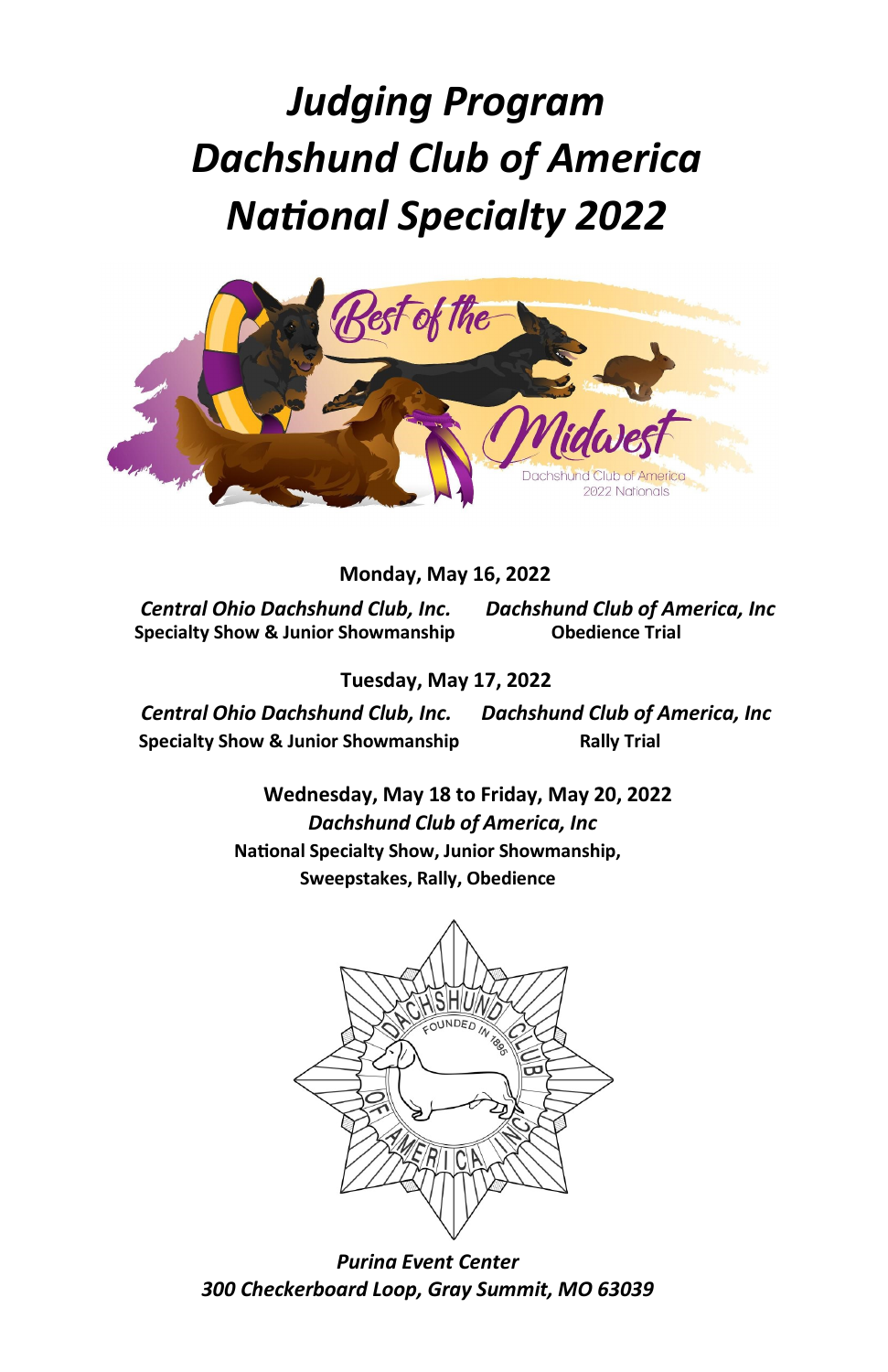# *Judging Program*
# *Dachshund Club of America*
# *National Specialty 2022*

**Monday, May 16, 2022**

*Central Ohio Dachshund Club, Inc.*
**Specialty Show & Junior Showmanship**

*Dachshund Club of America, Inc*
**Obedience Trial**

**Tuesday, May 17, 2022**

*Central Ohio Dachshund Club, Inc.*
**Specialty Show & Junior Showmanship**

*Dachshund Club of America, Inc*
**Rally Trial**

**Wednesday, May 18 to Friday, May 20, 2022**
*Dachshund Club of America, Inc*
**National Specialty Show, Junior Showmanship,**
**Sweepstakes, Rally, Obedience**

*Purina Event Center*
*300 Checkerboard Loop, Gray Summit, MO 63039*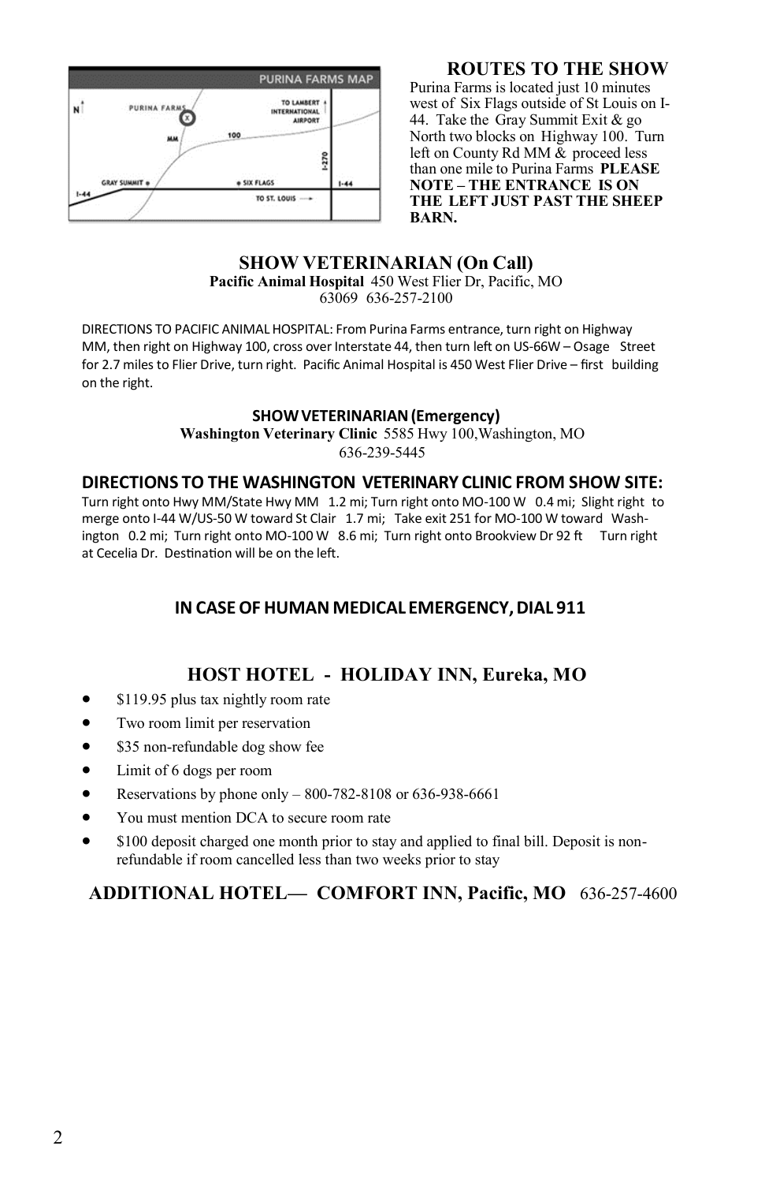PURINA FARMS MAP

PURINA FARMS

TO LAMBERT INTERNATIONAL AIRPORT

MM

100

I-270

GRAY SUMMIT

SIX FLAGS

I-44

I-44

TO ST. LOUIS

## ROUTES TO THE SHOW

Purina Farms is located just 10 minutes west of Six Flags outside of St Louis on I-44. Take the Gray Summit Exit & go North two blocks on Highway 100. Turn left on County Rd MM & proceed less than one mile to Purina Farms **PLEASE NOTE – THE ENTRANCE IS ON THE LEFT JUST PAST THE SHEEP BARN.**

## SHOW VETERINARIAN (On Call)

**Pacific Animal Hospital** 450 West Flier Dr, Pacific, MO 63069 636-257-2100

DIRECTIONS TO PACIFIC ANIMAL HOSPITAL: From Purina Farms entrance, turn right on Highway MM, then right on Highway 100, cross over Interstate 44, then turn left on US-66W – Osage Street for 2.7 miles to Flier Drive, turn right. Pacific Animal Hospital is 450 West Flier Drive – first building on the right.

### SHOW VETERINARIAN (Emergency)

**Washington Veterinary Clinic** 5585 Hwy 100, Washington, MO 636-239-5445

### DIRECTIONS TO THE WASHINGTON VETERINARY CLINIC FROM SHOW SITE:

Turn right onto Hwy MM/State Hwy MM 1.2 mi; Turn right onto MO-100 W 0.4 mi; Slight right to merge onto I-44 W/US-50 W toward St Clair 1.7 mi; Take exit 251 for MO-100 W toward Washington 0.2 mi; Turn right onto MO-100 W 8.6 mi; Turn right onto Brookview Dr 92 ft Turn right at Cecelia Dr. Destination will be on the left.

### IN CASE OF HUMAN MEDICAL EMERGENCY, DIAL 911

## HOST HOTEL - HOLIDAY INN, Eureka, MO

- $119.95 plus tax nightly room rate
- Two room limit per reservation
- $35 non-refundable dog show fee
- Limit of 6 dogs per room
- Reservations by phone only – 800-782-8108 or 636-938-6661
- You must mention DCA to secure room rate
- $100 deposit charged one month prior to stay and applied to final bill. Deposit is non-refundable if room cancelled less than two weeks prior to stay

## ADDITIONAL HOTEL— COMFORT INN, Pacific, MO 636-257-4600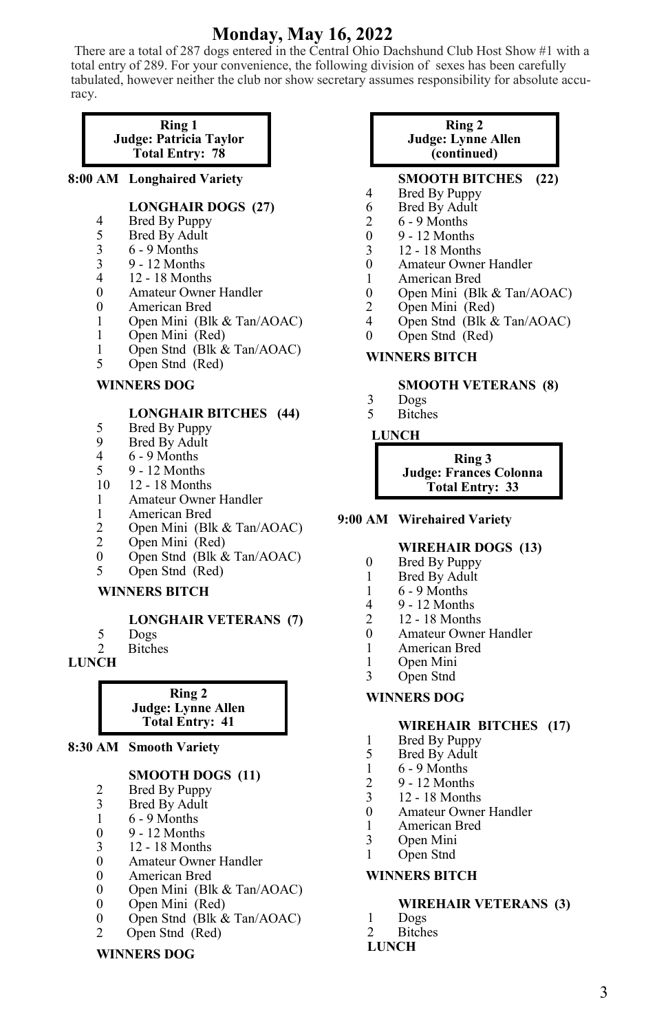# Monday, May 16, 2022

There are a total of 287 dogs entered in the Central Ohio Dachshund Club Host Show #1 with a total entry of 289. For your convenience, the following division of sexes has been carefully tabulated, however neither the club nor show secretary assumes responsibility for absolute accuracy.

**Ring 1**
**Judge: Patricia Taylor**
**Total Entry: 78**

**8:00 AM Longhaired Variety**

**LONGHAIR DOGS (27)**

| | |
|---|---|
| 4 | Bred By Puppy |
| 5 | Bred By Adult |
| 3 | 6 - 9 Months |
| 3 | 9 - 12 Months |
| 4 | 12 - 18 Months |
| 0 | Amateur Owner Handler |
| 0 | American Bred |
| 1 | Open Mini (Blk & Tan/AOAC) |
| 1 | Open Mini (Red) |
| 1 | Open Stnd (Blk & Tan/AOAC) |
| 5 | Open Stnd (Red) |

**WINNERS DOG**

**LONGHAIR BITCHES (44)**

| | |
|---|---|
| 5 | Bred By Puppy |
| 9 | Bred By Adult |
| 4 | 6 - 9 Months |
| 5 | 9 - 12 Months |
| 10 | 12 - 18 Months |
| 1 | Amateur Owner Handler |
| 1 | American Bred |
| 2 | Open Mini (Blk & Tan/AOAC) |
| 2 | Open Mini (Red) |
| 0 | Open Stnd (Blk & Tan/AOAC) |
| 5 | Open Stnd (Red) |

**WINNERS BITCH**

**LONGHAIR VETERANS (7)**

| | |
|---|---|
| 5 | Dogs |
| 2 | Bitches |

**LUNCH**

**Ring 2**
**Judge: Lynne Allen**
**Total Entry: 41**

**8:30 AM Smooth Variety**

**SMOOTH DOGS (11)**

| | |
|---|---|
| 2 | Bred By Puppy |
| 3 | Bred By Adult |
| 1 | 6 - 9 Months |
| 0 | 9 - 12 Months |
| 3 | 12 - 18 Months |
| 0 | Amateur Owner Handler |
| 0 | American Bred |
| 0 | Open Mini (Blk & Tan/AOAC) |
| 0 | Open Mini (Red) |
| 0 | Open Stnd (Blk & Tan/AOAC) |
| 2 | Open Stnd (Red) |

**WINNERS DOG**

**Ring 2**
**Judge: Lynne Allen**
**(continued)**

**SMOOTH BITCHES (22)**

| | |
|---|---|
| 4 | Bred By Puppy |
| 6 | Bred By Adult |
| 2 | 6 - 9 Months |
| 0 | 9 - 12 Months |
| 3 | 12 - 18 Months |
| 0 | Amateur Owner Handler |
| 1 | American Bred |
| 0 | Open Mini (Blk & Tan/AOAC) |
| 2 | Open Mini (Red) |
| 4 | Open Stnd (Blk & Tan/AOAC) |
| 0 | Open Stnd (Red) |

**WINNERS BITCH**

**SMOOTH VETERANS (8)**

| | |
|---|---|
| 3 | Dogs |
| 5 | Bitches |

**LUNCH**

**Ring 3**
**Judge: Frances Colonna**
**Total Entry: 33**

**9:00 AM Wirehaired Variety**

**WIREHAIR DOGS (13)**

| | |
|---|---|
| 0 | Bred By Puppy |
| 1 | Bred By Adult |
| 1 | 6 - 9 Months |
| 4 | 9 - 12 Months |
| 2 | 12 - 18 Months |
| 0 | Amateur Owner Handler |
| 1 | American Bred |
| 1 | Open Mini |
| 3 | Open Stnd |

**WINNERS DOG**

**WIREHAIR BITCHES (17)**

| | |
|---|---|
| 1 | Bred By Puppy |
| 5 | Bred By Adult |
| 1 | 6 - 9 Months |
| 2 | 9 - 12 Months |
| 3 | 12 - 18 Months |
| 0 | Amateur Owner Handler |
| 1 | American Bred |
| 3 | Open Mini |
| 1 | Open Stnd |

**WINNERS BITCH**

**WIREHAIR VETERANS (3)**

| | |
|---|---|
| 1 | Dogs |
| 2 | Bitches |

**LUNCH**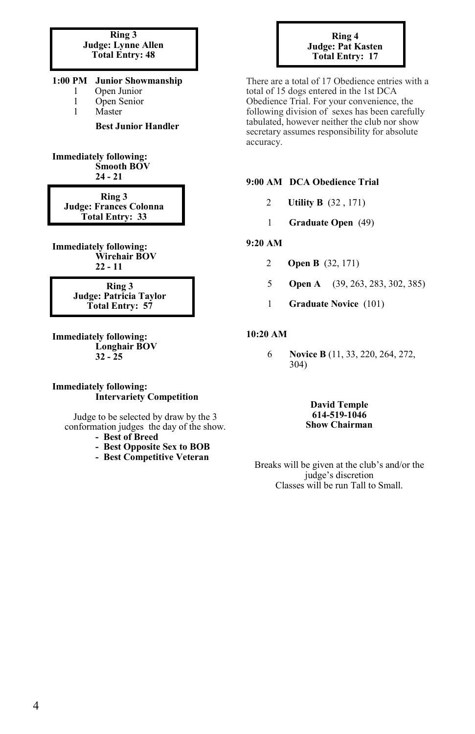**Ring 3**
**Judge: Lynne Allen**
**Total Entry: 48**

**1:00 PM Junior Showmanship**

1 Open Junior
1 Open Senior
1 Master

**Best Junior Handler**

**Immediately following:**
**Smooth BOV**
**24 - 21**

**Ring 3**
**Judge: Frances Colonna**
**Total Entry: 33**

**Immediately following:**
**Wirehair BOV**
**22 - 11**

**Ring 3**
**Judge: Patricia Taylor**
**Total Entry: 57**

**Immediately following:**
**Longhair BOV**
**32 - 25**

**Immediately following:**
**Intervariety Competition**

Judge to be selected by draw by the 3 conformation judges the day of the show.

- **Best of Breed**
- **Best Opposite Sex to BOB**
- **Best Competitive Veteran**

**Ring 4**
**Judge: Pat Kasten**
**Total Entry: 17**

There are a total of 17 Obedience entries with a total of 15 dogs entered in the 1st DCA Obedience Trial. For your convenience, the following division of sexes has been carefully tabulated, however neither the club nor show secretary assumes responsibility for absolute accuracy.

**9:00 AM DCA Obedience Trial**

2 **Utility B** (32 , 171)

1 **Graduate Open** (49)

**9:20 AM**

2 **Open B** (32, 171)

5 **Open A** (39, 263, 283, 302, 385)

1 **Graduate Novice** (101)

**10:20 AM**

6 **Novice B** (11, 33, 220, 264, 272, 304)

**David Temple**
**614-519-1046**
**Show Chairman**

Breaks will be given at the club's and/or the judge's discretion
Classes will be run Tall to Small.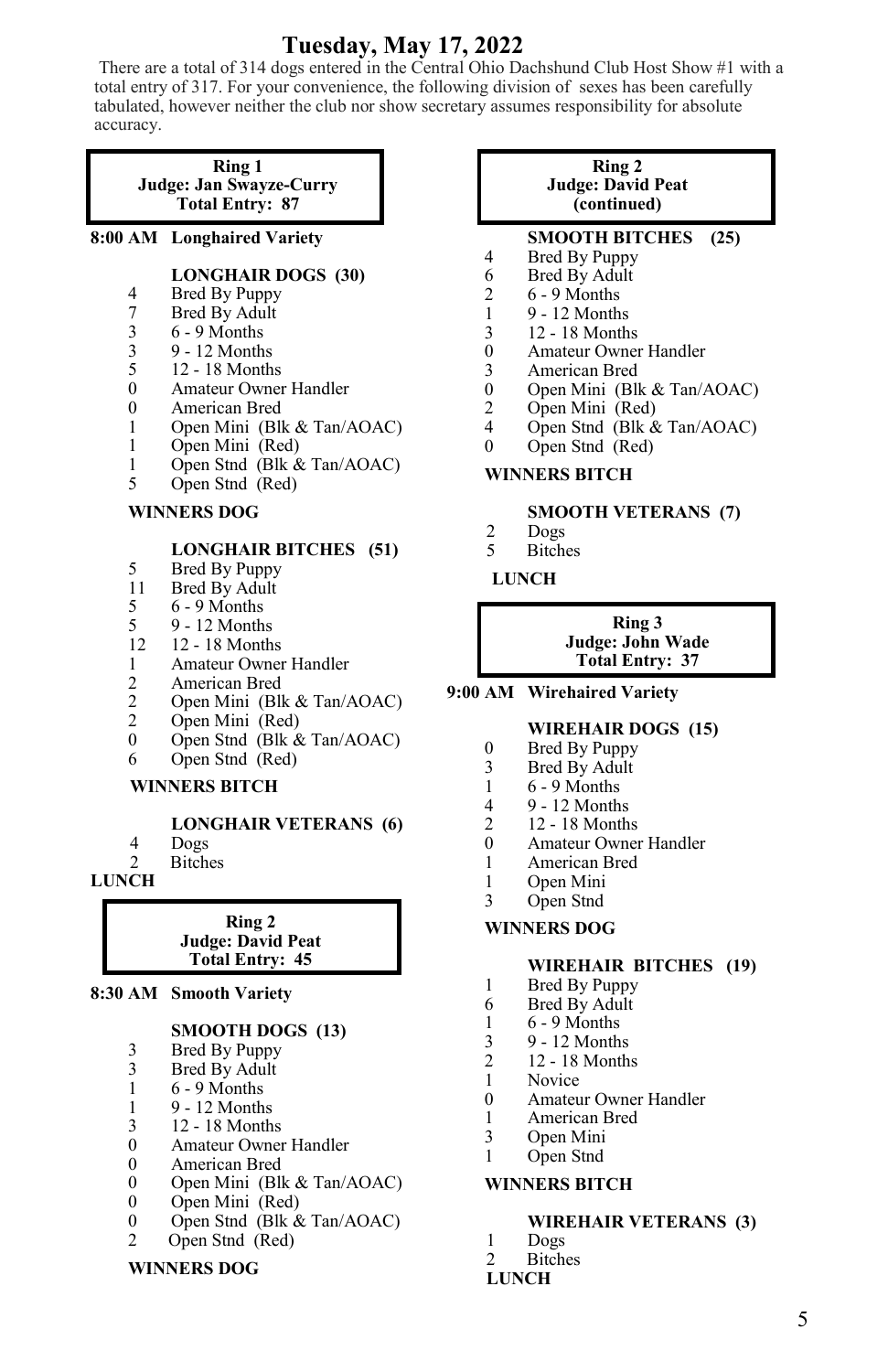# Tuesday, May 17, 2022

There are a total of 314 dogs entered in the Central Ohio Dachshund Club Host Show #1 with a total entry of 317. For your convenience, the following division of sexes has been carefully tabulated, however neither the club nor show secretary assumes responsibility for absolute accuracy.

**Ring 1**
**Judge: Jan Swayze-Curry**
**Total Entry: 87**

**8:00 AM Longhaired Variety**

**LONGHAIR DOGS (30)**

| | |
|---|---|
| 4 | Bred By Puppy |
| 7 | Bred By Adult |
| 3 | 6 - 9 Months |
| 3 | 9 - 12 Months |
| 5 | 12 - 18 Months |
| 0 | Amateur Owner Handler |
| 0 | American Bred |
| 1 | Open Mini (Blk & Tan/AOAC) |
| 1 | Open Mini (Red) |
| 1 | Open Stnd (Blk & Tan/AOAC) |
| 5 | Open Stnd (Red) |

**WINNERS DOG**

**LONGHAIR BITCHES (51)**

| | |
|---|---|
| 5 | Bred By Puppy |
| 11 | Bred By Adult |
| 5 | 6 - 9 Months |
| 5 | 9 - 12 Months |
| 12 | 12 - 18 Months |
| 1 | Amateur Owner Handler |
| 2 | American Bred |
| 2 | Open Mini (Blk & Tan/AOAC) |
| 2 | Open Mini (Red) |
| 0 | Open Stnd (Blk & Tan/AOAC) |
| 6 | Open Stnd (Red) |

**WINNERS BITCH**

**LONGHAIR VETERANS (6)**

| | |
|---|---|
| 4 | Dogs |
| 2 | Bitches |

**LUNCH**

**Ring 2**
**Judge: David Peat**
**Total Entry: 45**

**8:30 AM Smooth Variety**

**SMOOTH DOGS (13)**

| | |
|---|---|
| 3 | Bred By Puppy |
| 3 | Bred By Adult |
| 1 | 6 - 9 Months |
| 1 | 9 - 12 Months |
| 3 | 12 - 18 Months |
| 0 | Amateur Owner Handler |
| 0 | American Bred |
| 0 | Open Mini (Blk & Tan/AOAC) |
| 0 | Open Mini (Red) |
| 0 | Open Stnd (Blk & Tan/AOAC) |
| 2 | Open Stnd (Red) |

**WINNERS DOG**

**Ring 2**
**Judge: David Peat**
**(continued)**

**SMOOTH BITCHES (25)**

| | |
|---|---|
| 4 | Bred By Puppy |
| 6 | Bred By Adult |
| 2 | 6 - 9 Months |
| 1 | 9 - 12 Months |
| 3 | 12 - 18 Months |
| 0 | Amateur Owner Handler |
| 3 | American Bred |
| 0 | Open Mini (Blk & Tan/AOAC) |
| 2 | Open Mini (Red) |
| 4 | Open Stnd (Blk & Tan/AOAC) |
| 0 | Open Stnd (Red) |

**WINNERS BITCH**

**SMOOTH VETERANS (7)**

| | |
|---|---|
| 2 | Dogs |
| 5 | Bitches |

**LUNCH**

**Ring 3**
**Judge: John Wade**
**Total Entry: 37**

**9:00 AM Wirehaired Variety**

**WIREHAIR DOGS (15)**

| | |
|---|---|
| 0 | Bred By Puppy |
| 3 | Bred By Adult |
| 1 | 6 - 9 Months |
| 4 | 9 - 12 Months |
| 2 | 12 - 18 Months |
| 0 | Amateur Owner Handler |
| 1 | American Bred |
| 1 | Open Mini |
| 3 | Open Stnd |

**WINNERS DOG**

**WIREHAIR BITCHES (19)**

| | |
|---|---|
| 1 | Bred By Puppy |
| 6 | Bred By Adult |
| 1 | 6 - 9 Months |
| 3 | 9 - 12 Months |
| 2 | 12 - 18 Months |
| 1 | Novice |
| 0 | Amateur Owner Handler |
| 1 | American Bred |
| 3 | Open Mini |
| 1 | Open Stnd |

**WINNERS BITCH**

**WIREHAIR VETERANS (3)**

| | |
|---|---|
| 1 | Dogs |
| 2 | Bitches |

**LUNCH**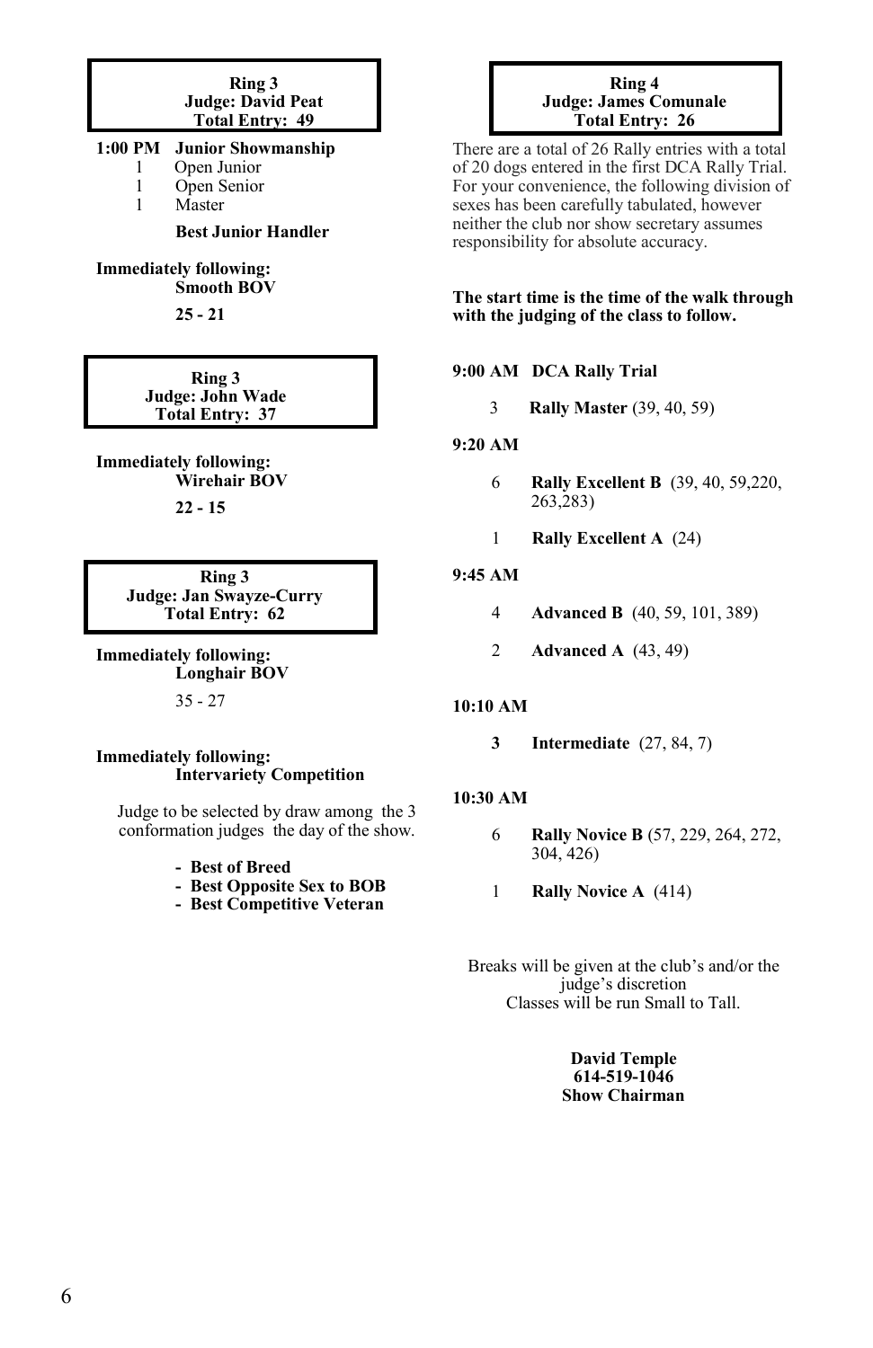**Ring 3**
**Judge: David Peat**
**Total Entry: 49**

**1:00 PM Junior Showmanship**

1 Open Junior
1 Open Senior
1 Master

**Best Junior Handler**

**Immediately following:**
**Smooth BOV**

**25 - 21**

**Ring 3**
**Judge: John Wade**
**Total Entry: 37**

**Immediately following:**
**Wirehair BOV**

**22 - 15**

**Ring 3**
**Judge: Jan Swayze-Curry**
**Total Entry: 62**

**Immediately following:**
**Longhair BOV**

35 - 27

**Immediately following:**
**Intervariety Competition**

Judge to be selected by draw among the 3 conformation judges the day of the show.

- **Best of Breed**
- **Best Opposite Sex to BOB**
- **Best Competitive Veteran**

**Ring 4**
**Judge: James Comunale**
**Total Entry: 26**

There are a total of 26 Rally entries with a total of 20 dogs entered in the first DCA Rally Trial. For your convenience, the following division of sexes has been carefully tabulated, however neither the club nor show secretary assumes responsibility for absolute accuracy.

**The start time is the time of the walk through with the judging of the class to follow.**

**9:00 AM DCA Rally Trial**

3 **Rally Master** (39, 40, 59)

**9:20 AM**

6 **Rally Excellent B** (39, 40, 59,220, 263,283)

1 **Rally Excellent A** (24)

**9:45 AM**

4 **Advanced B** (40, 59, 101, 389)

2 **Advanced A** (43, 49)

**10:10 AM**

**3** **Intermediate** (27, 84, 7)

**10:30 AM**

6 **Rally Novice B** (57, 229, 264, 272, 304, 426)

1 **Rally Novice A** (414)

Breaks will be given at the club's and/or the judge's discretion
Classes will be run Small to Tall.

**David Temple**
**614-519-1046**
**Show Chairman**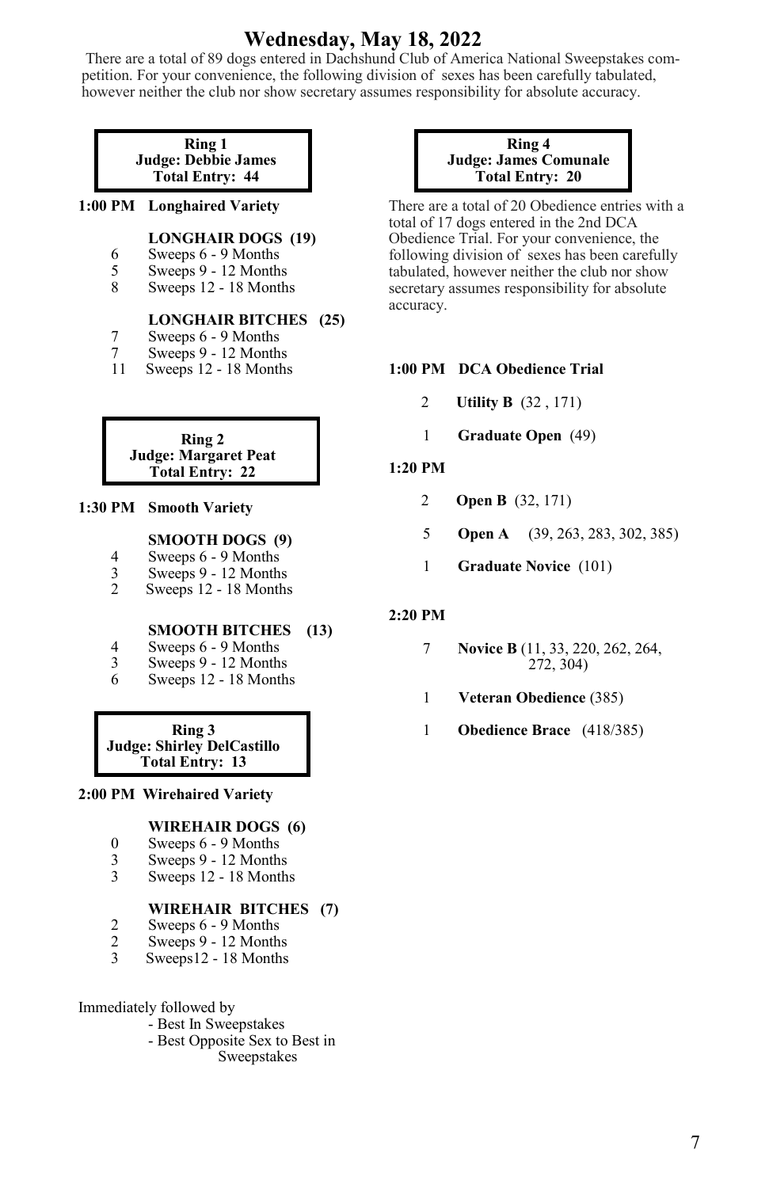# Wednesday, May 18, 2022

There are a total of 89 dogs entered in Dachshund Club of America National Sweepstakes competition. For your convenience, the following division of sexes has been carefully tabulated, however neither the club nor show secretary assumes responsibility for absolute accuracy.

**Ring 1**
**Judge: Debbie James**
**Total Entry: 44**

**1:00 PM Longhaired Variety**

**LONGHAIR DOGS (19)**

| | |
|---|---|
| 6 | Sweeps 6 - 9 Months |
| 5 | Sweeps 9 - 12 Months |
| 8 | Sweeps 12 - 18 Months |

**LONGHAIR BITCHES (25)**

| | |
|---|---|
| 7 | Sweeps 6 - 9 Months |
| 7 | Sweeps 9 - 12 Months |
| 11 | Sweeps 12 - 18 Months |

**Ring 2**
**Judge: Margaret Peat**
**Total Entry: 22**

**1:30 PM Smooth Variety**

**SMOOTH DOGS (9)**

| | |
|---|---|
| 4 | Sweeps 6 - 9 Months |
| 3 | Sweeps 9 - 12 Months |
| 2 | Sweeps 12 - 18 Months |

**SMOOTH BITCHES (13)**

| | |
|---|---|
| 4 | Sweeps 6 - 9 Months |
| 3 | Sweeps 9 - 12 Months |
| 6 | Sweeps 12 - 18 Months |

**Ring 3**
**Judge: Shirley DelCastillo**
**Total Entry: 13**

**2:00 PM Wirehaired Variety**

**WIREHAIR DOGS (6)**

| | |
|---|---|
| 0 | Sweeps 6 - 9 Months |
| 3 | Sweeps 9 - 12 Months |
| 3 | Sweeps 12 - 18 Months |

**WIREHAIR BITCHES (7)**

| | |
|---|---|
| 2 | Sweeps 6 - 9 Months |
| 2 | Sweeps 9 - 12 Months |
| 3 | Sweeps12 - 18 Months |

Immediately followed by
- Best In Sweepstakes
- Best Opposite Sex to Best in Sweepstakes

**Ring 4**
**Judge: James Comunale**
**Total Entry: 20**

There are a total of 20 Obedience entries with a total of 17 dogs entered in the 2nd DCA Obedience Trial. For your convenience, the following division of sexes has been carefully tabulated, however neither the club nor show secretary assumes responsibility for absolute accuracy.

**1:00 PM DCA Obedience Trial**

| | |
|---|---|
| 2 | **Utility B** (32 , 171) |
| 1 | **Graduate Open** (49) |

**1:20 PM**

| | |
|---|---|
| 2 | **Open B** (32, 171) |
| 5 | **Open A** (39, 263, 283, 302, 385) |
| 1 | **Graduate Novice** (101) |

**2:20 PM**

| | |
|---|---|
| 7 | **Novice B** (11, 33, 220, 262, 264, 272, 304) |
| 1 | **Veteran Obedience** (385) |
| 1 | **Obedience Brace** (418/385) |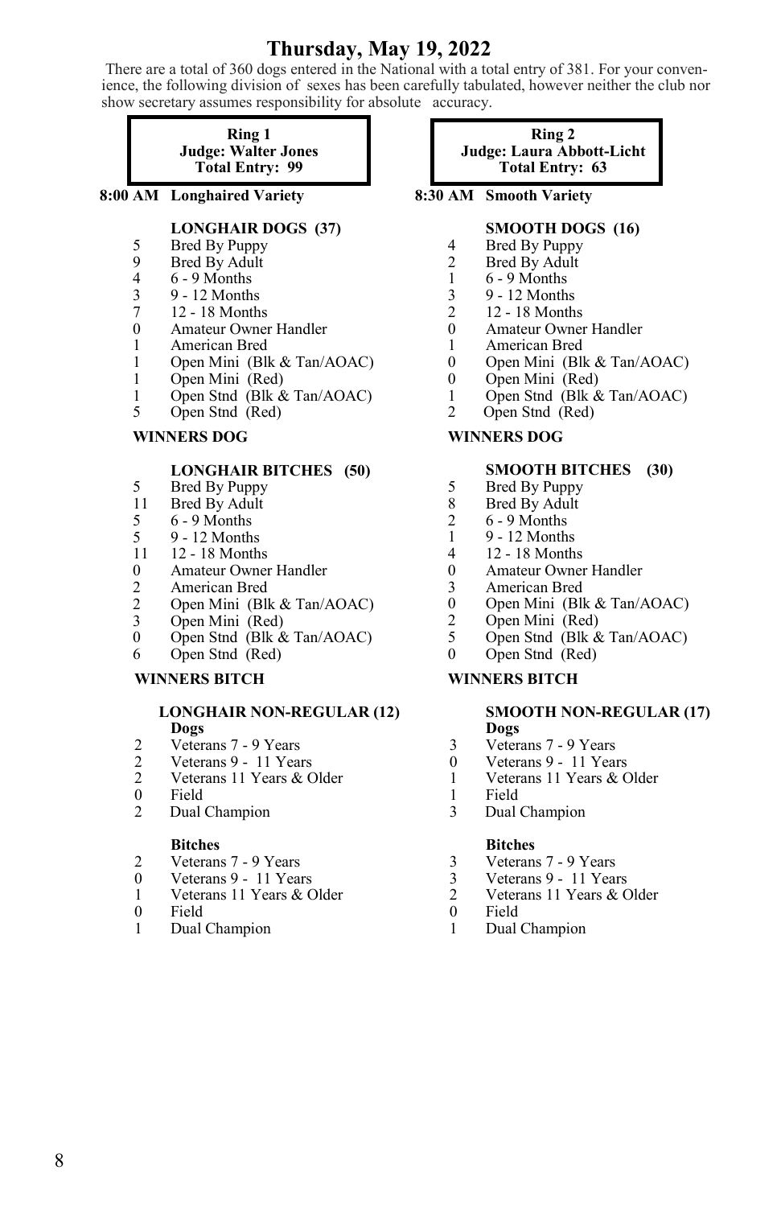# Thursday, May 19, 2022

There are a total of 360 dogs entered in the National with a total entry of 381. For your convenience, the following division of sexes has been carefully tabulated, however neither the club nor show secretary assumes responsibility for absolute accuracy.

**Ring 1**
**Judge: Walter Jones**
**Total Entry: 99**

**8:00 AM Longhaired Variety**

**LONGHAIR DOGS (37)**

| | |
|---|---|
| 5 | Bred By Puppy |
| 9 | Bred By Adult |
| 4 | 6 - 9 Months |
| 3 | 9 - 12 Months |
| 7 | 12 - 18 Months |
| 0 | Amateur Owner Handler |
| 1 | American Bred |
| 1 | Open Mini (Blk & Tan/AOAC) |
| 1 | Open Mini (Red) |
| 1 | Open Stnd (Blk & Tan/AOAC) |
| 5 | Open Stnd (Red) |

**WINNERS DOG**

**LONGHAIR BITCHES (50)**

| | |
|---|---|
| 5 | Bred By Puppy |
| 11 | Bred By Adult |
| 5 | 6 - 9 Months |
| 5 | 9 - 12 Months |
| 11 | 12 - 18 Months |
| 0 | Amateur Owner Handler |
| 2 | American Bred |
| 2 | Open Mini (Blk & Tan/AOAC) |
| 3 | Open Mini (Red) |
| 0 | Open Stnd (Blk & Tan/AOAC) |
| 6 | Open Stnd (Red) |

**WINNERS BITCH**

**LONGHAIR NON-REGULAR (12)**

**Dogs**

| | |
|---|---|
| 2 | Veterans 7 - 9 Years |
| 2 | Veterans 9 - 11 Years |
| 2 | Veterans 11 Years & Older |
| 0 | Field |
| 2 | Dual Champion |

**Bitches**

| | |
|---|---|
| 2 | Veterans 7 - 9 Years |
| 0 | Veterans 9 - 11 Years |
| 1 | Veterans 11 Years & Older |
| 0 | Field |
| 1 | Dual Champion |

**Ring 2**
**Judge: Laura Abbott-Licht**
**Total Entry: 63**

**8:30 AM Smooth Variety**

**SMOOTH DOGS (16)**

| | |
|---|---|
| 4 | Bred By Puppy |
| 2 | Bred By Adult |
| 1 | 6 - 9 Months |
| 3 | 9 - 12 Months |
| 2 | 12 - 18 Months |
| 0 | Amateur Owner Handler |
| 1 | American Bred |
| 0 | Open Mini (Blk & Tan/AOAC) |
| 0 | Open Mini (Red) |
| 1 | Open Stnd (Blk & Tan/AOAC) |
| 2 | Open Stnd (Red) |

**WINNERS DOG**

**SMOOTH BITCHES (30)**

| | |
|---|---|
| 5 | Bred By Puppy |
| 8 | Bred By Adult |
| 2 | 6 - 9 Months |
| 1 | 9 - 12 Months |
| 4 | 12 - 18 Months |
| 0 | Amateur Owner Handler |
| 3 | American Bred |
| 0 | Open Mini (Blk & Tan/AOAC) |
| 2 | Open Mini (Red) |
| 5 | Open Stnd (Blk & Tan/AOAC) |
| 0 | Open Stnd (Red) |

**WINNERS BITCH**

**SMOOTH NON-REGULAR (17)**

**Dogs**

| | |
|---|---|
| 3 | Veterans 7 - 9 Years |
| 0 | Veterans 9 - 11 Years |
| 1 | Veterans 11 Years & Older |
| 1 | Field |
| 3 | Dual Champion |

**Bitches**

| | |
|---|---|
| 3 | Veterans 7 - 9 Years |
| 3 | Veterans 9 - 11 Years |
| 2 | Veterans 11 Years & Older |
| 0 | Field |
| 1 | Dual Champion |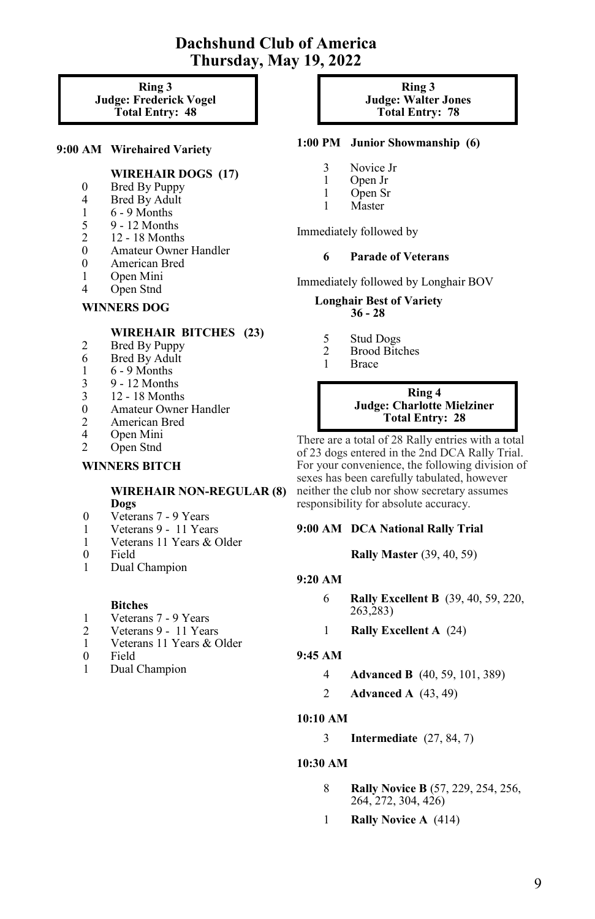# Dachshund Club of America
## Thursday, May 19, 2022

**Ring 3**
**Judge: Frederick Vogel**
**Total Entry: 48**

**9:00 AM Wirehaired Variety**

**WIREHAIR DOGS (17)**

| | |
|---|---|
| 0 | Bred By Puppy |
| 4 | Bred By Adult |
| 1 | 6 - 9 Months |
| 5 | 9 - 12 Months |
| 2 | 12 - 18 Months |
| 0 | Amateur Owner Handler |
| 0 | American Bred |
| 1 | Open Mini |
| 4 | Open Stnd |

**WINNERS DOG**

**WIREHAIR BITCHES (23)**

| | |
|---|---|
| 2 | Bred By Puppy |
| 6 | Bred By Adult |
| 1 | 6 - 9 Months |
| 3 | 9 - 12 Months |
| 3 | 12 - 18 Months |
| 0 | Amateur Owner Handler |
| 2 | American Bred |
| 4 | Open Mini |
| 2 | Open Stnd |

**WINNERS BITCH**

**WIREHAIR NON-REGULAR (8)**

**Dogs**

| | |
|---|---|
| 0 | Veterans 7 - 9 Years |
| 1 | Veterans 9 - 11 Years |
| 1 | Veterans 11 Years & Older |
| 0 | Field |
| 1 | Dual Champion |

**Bitches**

| | |
|---|---|
| 1 | Veterans 7 - 9 Years |
| 2 | Veterans 9 - 11 Years |
| 1 | Veterans 11 Years & Older |
| 0 | Field |
| 1 | Dual Champion |

**Ring 3**
**Judge: Walter Jones**
**Total Entry: 78**

**1:00 PM Junior Showmanship (6)**

| | |
|---|---|
| 3 | Novice Jr |
| 1 | Open Jr |
| 1 | Open Sr |
| 1 | Master |

Immediately followed by

**6 Parade of Veterans**

Immediately followed by Longhair BOV

**Longhair Best of Variety**
**36 - 28**

| | |
|---|---|
| 5 | Stud Dogs |
| 2 | Brood Bitches |
| 1 | Brace |

**Ring 4**
**Judge: Charlotte Mielziner**
**Total Entry: 28**

There are a total of 28 Rally entries with a total of 23 dogs entered in the 2nd DCA Rally Trial. For your convenience, the following division of sexes has been carefully tabulated, however neither the club nor show secretary assumes responsibility for absolute accuracy.

**9:00 AM DCA National Rally Trial**

**Rally Master** (39, 40, 59)

**9:20 AM**

- 6 **Rally Excellent B** (39, 40, 59, 220, 263,283)
- 1 **Rally Excellent A** (24)

**9:45 AM**

- 4 **Advanced B** (40, 59, 101, 389)
- 2 **Advanced A** (43, 49)

**10:10 AM**

- 3 **Intermediate** (27, 84, 7)

**10:30 AM**

- 8 **Rally Novice B** (57, 229, 254, 256, 264, 272, 304, 426)
- 1 **Rally Novice A** (414)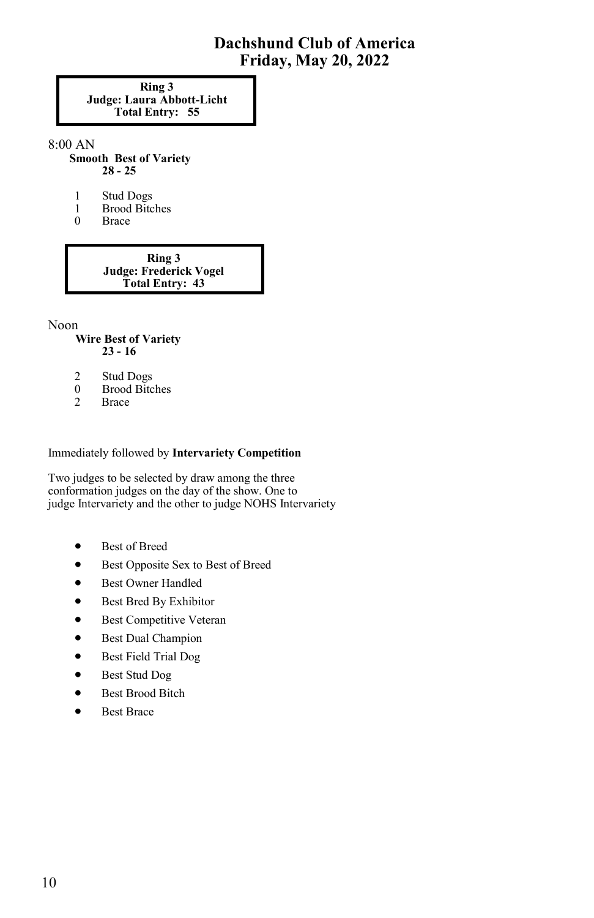# Dachshund Club of America
## Friday, May 20, 2022

**Ring 3**
**Judge: Laura Abbott-Licht**
**Total Entry: 55**

8:00 AN

**Smooth Best of Variety**
**28 - 25**

1 Stud Dogs
1 Brood Bitches
0 Brace

**Ring 3**
**Judge: Frederick Vogel**
**Total Entry: 43**

Noon

**Wire Best of Variety**
**23 - 16**

2 Stud Dogs
0 Brood Bitches
2 Brace

Immediately followed by **Intervariety Competition**

Two judges to be selected by draw among the three conformation judges on the day of the show. One to judge Intervariety and the other to judge NOHS Intervariety

- Best of Breed
- Best Opposite Sex to Best of Breed
- Best Owner Handled
- Best Bred By Exhibitor
- Best Competitive Veteran
- Best Dual Champion
- Best Field Trial Dog
- Best Stud Dog
- Best Brood Bitch
- Best Brace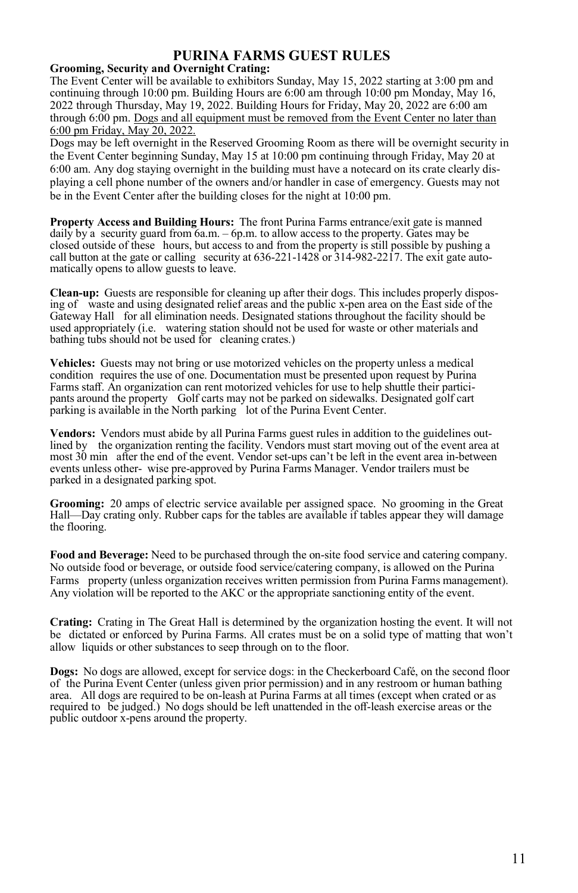# PURINA FARMS GUEST RULES

**Grooming, Security and Overnight Crating:**
The Event Center will be available to exhibitors Sunday, May 15, 2022 starting at 3:00 pm and continuing through 10:00 pm. Building Hours are 6:00 am through 10:00 pm Monday, May 16, 2022 through Thursday, May 19, 2022. Building Hours for Friday, May 20, 2022 are 6:00 am through 6:00 pm. Dogs and all equipment must be removed from the Event Center no later than 6:00 pm Friday, May 20, 2022.

Dogs may be left overnight in the Reserved Grooming Room as there will be overnight security in the Event Center beginning Sunday, May 15 at 10:00 pm continuing through Friday, May 20 at 6:00 am. Any dog staying overnight in the building must have a notecard on its crate clearly displaying a cell phone number of the owners and/or handler in case of emergency. Guests may not be in the Event Center after the building closes for the night at 10:00 pm.

**Property Access and Building Hours:** The front Purina Farms entrance/exit gate is manned daily by a security guard from 6a.m. – 6p.m. to allow access to the property. Gates may be closed outside of these hours, but access to and from the property is still possible by pushing a call button at the gate or calling security at 636-221-1428 or 314-982-2217. The exit gate automatically opens to allow guests to leave.

**Clean-up:** Guests are responsible for cleaning up after their dogs. This includes properly disposing of waste and using designated relief areas and the public x-pen area on the East side of the Gateway Hall for all elimination needs. Designated stations throughout the facility should be used appropriately (i.e. watering station should not be used for waste or other materials and bathing tubs should not be used for cleaning crates.)

**Vehicles:** Guests may not bring or use motorized vehicles on the property unless a medical condition requires the use of one. Documentation must be presented upon request by Purina Farms staff. An organization can rent motorized vehicles for use to help shuttle their participants around the property Golf carts may not be parked on sidewalks. Designated golf cart parking is available in the North parking lot of the Purina Event Center.

**Vendors:** Vendors must abide by all Purina Farms guest rules in addition to the guidelines outlined by the organization renting the facility. Vendors must start moving out of the event area at most 30 min after the end of the event. Vendor set-ups can't be left in the event area in-between events unless other- wise pre-approved by Purina Farms Manager. Vendor trailers must be parked in a designated parking spot.

**Grooming:** 20 amps of electric service available per assigned space. No grooming in the Great Hall—Day crating only. Rubber caps for the tables are available if tables appear they will damage the flooring.

**Food and Beverage:** Need to be purchased through the on-site food service and catering company. No outside food or beverage, or outside food service/catering company, is allowed on the Purina Farms property (unless organization receives written permission from Purina Farms management). Any violation will be reported to the AKC or the appropriate sanctioning entity of the event.

**Crating:** Crating in The Great Hall is determined by the organization hosting the event. It will not be dictated or enforced by Purina Farms. All crates must be on a solid type of matting that won't allow liquids or other substances to seep through on to the floor.

**Dogs:** No dogs are allowed, except for service dogs: in the Checkerboard Café, on the second floor of the Purina Event Center (unless given prior permission) and in any restroom or human bathing area. All dogs are required to be on-leash at Purina Farms at all times (except when crated or as required to be judged.) No dogs should be left unattended in the off-leash exercise areas or the public outdoor x-pens around the property.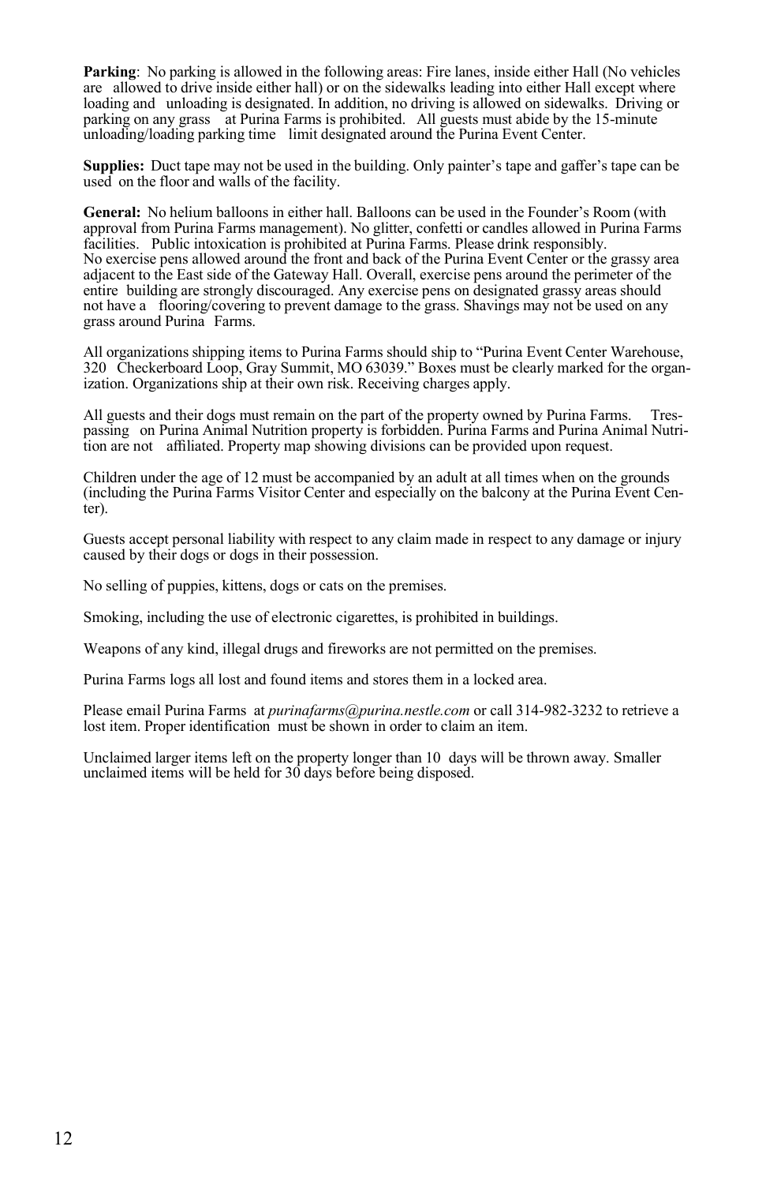**Parking**: No parking is allowed in the following areas: Fire lanes, inside either Hall (No vehicles are allowed to drive inside either hall) or on the sidewalks leading into either Hall except where loading and unloading is designated. In addition, no driving is allowed on sidewalks. Driving or parking on any grass at Purina Farms is prohibited. All guests must abide by the 15-minute unloading/loading parking time limit designated around the Purina Event Center.

**Supplies:** Duct tape may not be used in the building. Only painter's tape and gaffer's tape can be used on the floor and walls of the facility.

**General:** No helium balloons in either hall. Balloons can be used in the Founder's Room (with approval from Purina Farms management). No glitter, confetti or candles allowed in Purina Farms facilities. Public intoxication is prohibited at Purina Farms. Please drink responsibly.
No exercise pens allowed around the front and back of the Purina Event Center or the grassy area adjacent to the East side of the Gateway Hall. Overall, exercise pens around the perimeter of the entire building are strongly discouraged. Any exercise pens on designated grassy areas should not have a flooring/covering to prevent damage to the grass. Shavings may not be used on any grass around Purina Farms.

All organizations shipping items to Purina Farms should ship to "Purina Event Center Warehouse, 320 Checkerboard Loop, Gray Summit, MO 63039." Boxes must be clearly marked for the organization. Organizations ship at their own risk. Receiving charges apply.

All guests and their dogs must remain on the part of the property owned by Purina Farms. Trespassing on Purina Animal Nutrition property is forbidden. Purina Farms and Purina Animal Nutrition are not affiliated. Property map showing divisions can be provided upon request.

Children under the age of 12 must be accompanied by an adult at all times when on the grounds (including the Purina Farms Visitor Center and especially on the balcony at the Purina Event Center).

Guests accept personal liability with respect to any claim made in respect to any damage or injury caused by their dogs or dogs in their possession.

No selling of puppies, kittens, dogs or cats on the premises.

Smoking, including the use of electronic cigarettes, is prohibited in buildings.

Weapons of any kind, illegal drugs and fireworks are not permitted on the premises.

Purina Farms logs all lost and found items and stores them in a locked area.

Please email Purina Farms at *purinafarms@purina.nestle.com* or call 314-982-3232 to retrieve a lost item. Proper identification must be shown in order to claim an item.

Unclaimed larger items left on the property longer than 10 days will be thrown away. Smaller unclaimed items will be held for 30 days before being disposed.